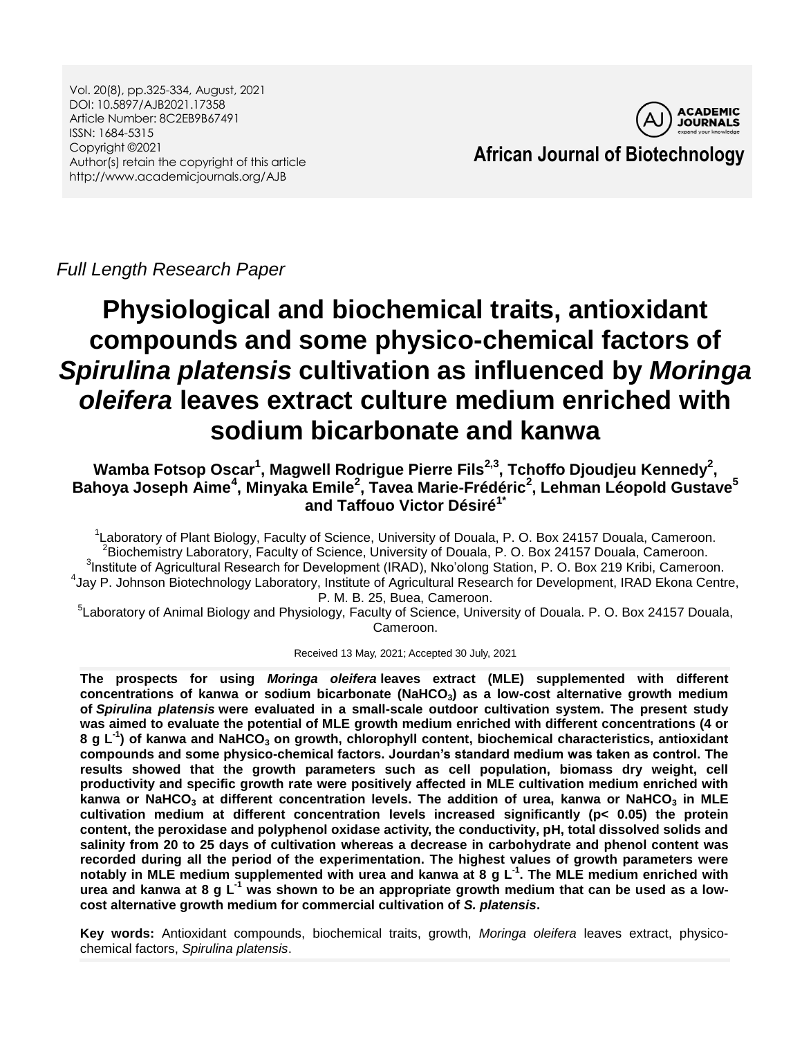*Full Length Research Paper*

# Physiological and biochemical traits, antioxidant compounds and some physico-chemical factors of *Spirulina platensis* cultivation as influenced by *Moringa oleifera* leaves extract culture medium enriched with sodium bicarbonate and kanwa

**Wamba Fotsop Oscar[1], Magwell Rodrigue Pierre Fils[2,3], Tchoffo Djoudjeu Kennedy[2], Bahoya Joseph Aime[4], Minyaka Emile[2], Tavea Marie-Frédéric[2], Lehman Léopold Gustave[5] and Taffouo Victor Désiré[1*]**

[1]Laboratory of Plant Biology, Faculty of Science, University of Douala, P. O. Box 24157 Douala, Cameroon.
[2]Biochemistry Laboratory, Faculty of Science, University of Douala, P. O. Box 24157 Douala, Cameroon.
[3]Institute of Agricultural Research for Development (IRAD), Nko'olong Station, P. O. Box 219 Kribi, Cameroon.
[4]Jay P. Johnson Biotechnology Laboratory, Institute of Agricultural Research for Development, IRAD Ekona Centre, P. M. B. 25, Buea, Cameroon.
[5]Laboratory of Animal Biology and Physiology, Faculty of Science, University of Douala. P. O. Box 24157 Douala, Cameroon.

Received 13 May, 2021; Accepted 30 July, 2021

**The prospects for using *Moringa oleifera* leaves extract (MLE) supplemented with different concentrations of kanwa or sodium bicarbonate ($NaHCO_3$) as a low-cost alternative growth medium of *Spirulina platensis* were evaluated in a small-scale outdoor cultivation system. The present study was aimed to evaluate the potential of MLE growth medium enriched with different concentrations (4 or 8 g $L^{-1}$) of kanwa and $NaHCO_3$ on growth, chlorophyll content, biochemical characteristics, antioxidant compounds and some physico-chemical factors. Jourdan's standard medium was taken as control. The results showed that the growth parameters such as cell population, biomass dry weight, cell productivity and specific growth rate were positively affected in MLE cultivation medium enriched with kanwa or $NaHCO_3$ at different concentration levels. The addition of urea, kanwa or $NaHCO_3$ in MLE cultivation medium at different concentration levels increased significantly ($p < 0.05$) the protein content, the peroxidase and polyphenol oxidase activity, the conductivity, pH, total dissolved solids and salinity from 20 to 25 days of cultivation whereas a decrease in carbohydrate and phenol content was recorded during all the period of the experimentation. The highest values of growth parameters were notably in MLE medium supplemented with urea and kanwa at 8 g $L^{-1}$. The MLE medium enriched with urea and kanwa at 8 g $L^{-1}$ was shown to be an appropriate growth medium that can be used as a low-cost alternative growth medium for commercial cultivation of *S. platensis*.**

**Key words:** Antioxidant compounds, biochemical traits, growth, *Moringa oleifera* leaves extract, physico-chemical factors, *Spirulina platensis*.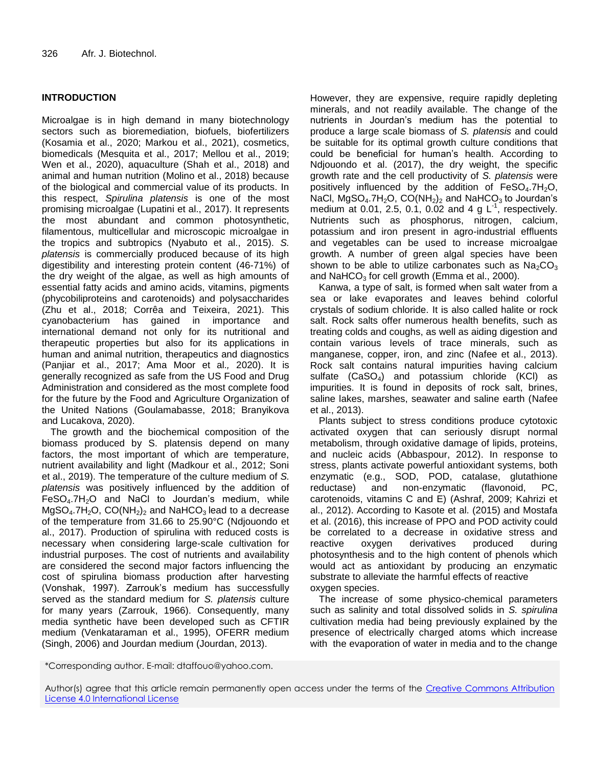## INTRODUCTION

Microalgae is in high demand in many biotechnology sectors such as bioremediation, biofuels, biofertilizers (Kosamia et al., 2020; Markou et al., 2021), cosmetics, biomedicals (Mesquita et al., 2017; Mellou et al., 2019; Wen et al., 2020), aquaculture (Shah et al., 2018) and animal and human nutrition (Molino et al., 2018) because of the biological and commercial value of its products. In this respect, *Spirulina platensis* is one of the most promising microalgae (Lupatini et al., 2017). It represents the most abundant and common photosynthetic, filamentous, multicellular and microscopic microalgae in the tropics and subtropics (Nyabuto et al., 2015). *S. platensis* is commercially produced because of its high digestibility and interesting protein content (46-71%) of the dry weight of the algae, as well as high amounts of essential fatty acids and amino acids, vitamins, pigments (phycobiliproteins and carotenoids) and polysaccharides (Zhu et al., 2018; Corrêa and Teixeira, 2021). This cyanobacterium has gained in importance and international demand not only for its nutritional and therapeutic properties but also for its applications in human and animal nutrition, therapeutics and diagnostics (Panjiar et al., 2017; Ama Moor et al., 2020). It is generally recognized as safe from the US Food and Drug Administration and considered as the most complete food for the future by the Food and Agriculture Organization of the United Nations (Goulamabasse, 2018; Branyikova and Lucakova, 2020).

The growth and the biochemical composition of the biomass produced by S. platensis depend on many factors, the most important of which are temperature, nutrient availability and light (Madkour et al., 2012; Soni et al., 2019). The temperature of the culture medium of *S. platensis* was positively influenced by the addition of $FeSO_4.7H_2O$ and NaCl to Jourdan's medium, while $MgSO_4.7H_2O$, $CO(NH_2)_2$ and $NaHCO_3$ lead to a decrease of the temperature from 31.66 to 25.90°C (Ndjouondo et al., 2017). Production of spirulina with reduced costs is necessary when considering large-scale cultivation for industrial purposes. The cost of nutrients and availability are considered the second major factors influencing the cost of spirulina biomass production after harvesting (Vonshak, 1997). Zarrouk's medium has successfully served as the standard medium for *S. platensis* culture for many years (Zarrouk, 1966). Consequently, many media synthetic have been developed such as CFTIR medium (Venkataraman et al., 1995), OFERR medium (Singh, 2006) and Jourdan medium (Jourdan, 2013). However, they are expensive, require rapidly depleting minerals, and not readily available. The change of the nutrients in Jourdan's medium has the potential to produce a large scale biomass of *S. platensis* and could be suitable for its optimal growth culture conditions that could be beneficial for human's health. According to Ndjouondo et al. (2017), the dry weight, the specific growth rate and the cell productivity of *S. platensis* were positively influenced by the addition of $FeSO_4.7H_2O$, NaCl, $MgSO_4.7H_2O$, $CO(NH_2)_2$ and $NaHCO_3$ to Jourdan's medium at 0.01, 2.5, 0.1, 0.02 and 4 g $L^{-1}$, respectively. Nutrients such as phosphorus, nitrogen, calcium, potassium and iron present in agro-industrial effluents and vegetables can be used to increase microalgae growth. A number of green algal species have been shown to be able to utilize carbonates such as $Na_2CO_3$ and $NaHCO_3$ for cell growth (Emma et al., 2000).

Kanwa, a type of salt, is formed when salt water from a sea or lake evaporates and leaves behind colorful crystals of sodium chloride. It is also called halite or rock salt. Rock salts offer numerous health benefits, such as treating colds and coughs, as well as aiding digestion and contain various levels of trace minerals, such as manganese, copper, iron, and zinc (Nafee et al., 2013). Rock salt contains natural impurities having calcium sulfate ($CaSO_4$) and potassium chloride (KCl) as impurities. It is found in deposits of rock salt, brines, saline lakes, marshes, seawater and saline earth (Nafee et al., 2013).

Plants subject to stress conditions produce cytotoxic activated oxygen that can seriously disrupt normal metabolism, through oxidative damage of lipids, proteins, and nucleic acids (Abbaspour, 2012). In response to stress, plants activate powerful antioxidant systems, both enzymatic (e.g., SOD, POD, catalase, glutathione reductase) and non-enzymatic (flavonoid, PC, carotenoids, vitamins C and E) (Ashraf, 2009; Kahrizi et al., 2012). According to Kasote et al. (2015) and Mostafa et al. (2016), this increase of PPO and POD activity could be correlated to a decrease in oxidative stress and reactive oxygen derivatives produced during photosynthesis and to the high content of phenols which would act as antioxidant by producing an enzymatic substrate to alleviate the harmful effects of reactive oxygen species.

The increase of some physico-chemical parameters such as salinity and total dissolved solids in *S. spirulina* cultivation media had being previously explained by the presence of electrically charged atoms which increase with the evaporation of water in media and to the change

*Corresponding author. E-mail: dtaffouo@yahoo.com.

Author(s) agree that this article remain permanently open access under the terms of the Creative Commons Attribution License 4.0 International License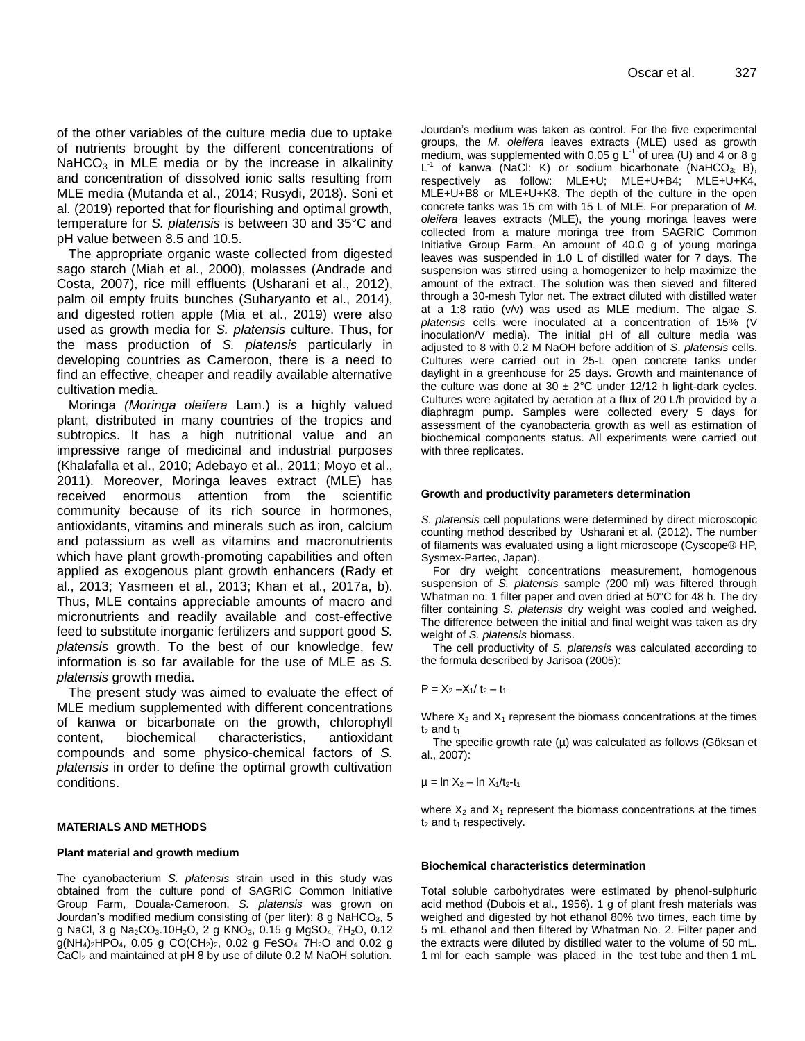of the other variables of the culture media due to uptake of nutrients brought by the different concentrations of $NaHCO_3$ in MLE media or by the increase in alkalinity and concentration of dissolved ionic salts resulting from MLE media (Mutanda et al., 2014; Rusydi, 2018). Soni et al. (2019) reported that for flourishing and optimal growth, temperature for *S. platensis* is between 30 and 35°C and pH value between 8.5 and 10.5.

The appropriate organic waste collected from digested sago starch (Miah et al., 2000), molasses (Andrade and Costa, 2007), rice mill effluents (Usharani et al., 2012), palm oil empty fruits bunches (Suharyanto et al., 2014), and digested rotten apple (Mia et al., 2019) were also used as growth media for *S. platensis* culture. Thus, for the mass production of *S. platensis* particularly in developing countries as Cameroon, there is a need to find an effective, cheaper and readily available alternative cultivation media.

Moringa *(Moringa oleifera* Lam.) is a highly valued plant, distributed in many countries of the tropics and subtropics. It has a high nutritional value and an impressive range of medicinal and industrial purposes (Khalafalla et al., 2010; Adebayo et al., 2011; Moyo et al., 2011). Moreover, Moringa leaves extract (MLE) has received enormous attention from the scientific community because of its rich source in hormones, antioxidants, vitamins and minerals such as iron, calcium and potassium as well as vitamins and macronutrients which have plant growth-promoting capabilities and often applied as exogenous plant growth enhancers (Rady et al., 2013; Yasmeen et al., 2013; Khan et al., 2017a, b). Thus, MLE contains appreciable amounts of macro and micronutrients and readily available and cost-effective feed to substitute inorganic fertilizers and support good *S. platensis* growth. To the best of our knowledge, few information is so far available for the use of MLE as *S. platensis* growth media.

The present study was aimed to evaluate the effect of MLE medium supplemented with different concentrations of kanwa or bicarbonate on the growth, chlorophyll content, biochemical characteristics, antioxidant compounds and some physico-chemical factors of *S. platensis* in order to define the optimal growth cultivation conditions.

## MATERIALS AND METHODS

### Plant material and growth medium

The cyanobacterium *S. platensis* strain used in this study was obtained from the culture pond of SAGRIC Common Initiative Group Farm, Douala-Cameroon. *S. platensis* was grown on Jourdan's modified medium consisting of (per liter): 8 g $NaHCO_3$, 5 g NaCl, 3 g $Na_2CO_3.10H_2O$, 2 g $KNO_3$, 0.15 g $MgSO_4.7H_2O$, 0.12 g$(NH_4)_2HPO_4$, 0.05 g $CO(CH_2)_2$, 0.02 g $FeSO_4.7H_2O$ and 0.02 g $CaCl_2$ and maintained at pH 8 by use of dilute 0.2 M NaOH solution. Jourdan's medium was taken as control. For the five experimental groups, the *M. oleifera* leaves extracts (MLE) used as growth medium, was supplemented with 0.05 g $L^{-1}$ of urea (U) and 4 or 8 g $L^{-1}$ of kanwa (NaCl: K) or sodium bicarbonate ($NaHCO_3$: B), respectively as follow: MLE+U; MLE+U+B4; MLE+U+K4, MLE+U+B8 or MLE+U+K8. The depth of the culture in the open concrete tanks was 15 cm with 15 L of MLE. For preparation of *M. oleifera* leaves extracts (MLE), the young moringa leaves were collected from a mature moringa tree from SAGRIC Common Initiative Group Farm. An amount of 40.0 g of young moringa leaves was suspended in 1.0 L of distilled water for 7 days. The suspension was stirred using a homogenizer to help maximize the amount of the extract. The solution was then sieved and filtered through a 30-mesh Tylor net. The extract diluted with distilled water at a 1:8 ratio (v/v) was used as MLE medium. The algae *S. platensis* cells were inoculated at a concentration of 15% (V inoculation/V media). The initial pH of all culture media was adjusted to 8 with 0.2 M NaOH before addition of *S. platensis* cells. Cultures were carried out in 25-L open concrete tanks under daylight in a greenhouse for 25 days. Growth and maintenance of the culture was done at 30 ± 2°C under 12/12 h light-dark cycles. Cultures were agitated by aeration at a flux of 20 L/h provided by a diaphragm pump. Samples were collected every 5 days for assessment of the cyanobacteria growth as well as estimation of biochemical components status. All experiments were carried out with three replicates.

### Growth and productivity parameters determination

*S. platensis* cell populations were determined by direct microscopic counting method described by Usharani et al. (2012). The number of filaments was evaluated using a light microscope (Cyscope® HP, Sysmex-Partec, Japan).

For dry weight concentrations measurement, homogenous suspension of *S. platensis* sample *(*200 ml) was filtered through Whatman no. 1 filter paper and oven dried at 50°C for 48 h. The dry filter containing *S. platensis* dry weight was cooled and weighed. The difference between the initial and final weight was taken as dry weight of *S. platensis* biomass.

The cell productivity of *S. platensis* was calculated according to the formula described by Jarisoa (2005):

$$P = X_2 - X_1 / t_2 - t_1$$

Where $X_2$ and $X_1$ represent the biomass concentrations at the times $t_2$ and $t_1$.

The specific growth rate (μ) was calculated as follows (Göksan et al., 2007):

$$\mu = \ln X_2 - \ln X_1 / t_2 - t_1$$

where $X_2$ and $X_1$ represent the biomass concentrations at the times $t_2$ and $t_1$ respectively.

### Biochemical characteristics determination

Total soluble carbohydrates were estimated by phenol-sulphuric acid method (Dubois et al., 1956). 1 g of plant fresh materials was weighed and digested by hot ethanol 80% two times, each time by 5 mL ethanol and then filtered by Whatman No. 2. Filter paper and the extracts were diluted by distilled water to the volume of 50 mL. 1 ml for each sample was placed in the test tube and then 1 mL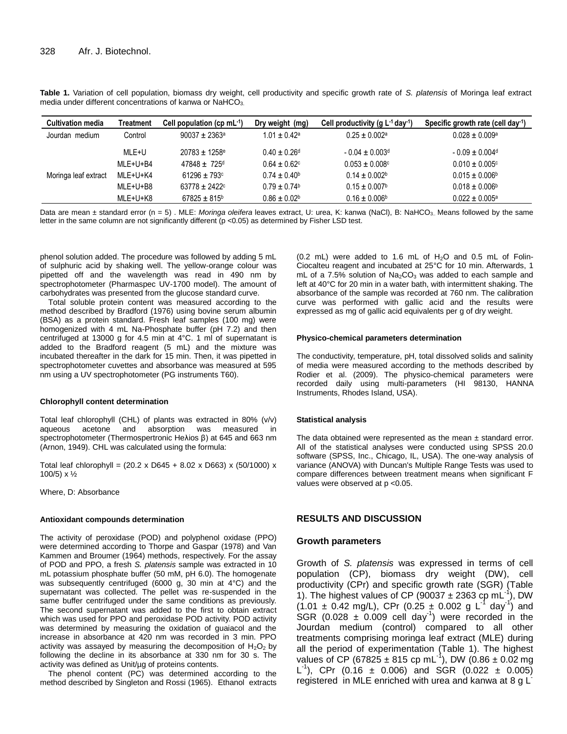**Table 1.** Variation of cell population, biomass dry weight, cell productivity and specific growth rate of *S. platensis* of Moringa leaf extract media under different concentrations of kanwa or $NaHCO_3$.

| Cultivation media | Treatment | Cell population (cp $mL^{-1}$) | Dry weight (mg) | Cell productivity (g $L^{-1}$ $day^{-1}$) | Specific growth rate (cell $day^{-1}$) |
|---|---|---|---|---|---|
| Jourdan medium | Control | 90037 ± 2363[a] | 1.01 ± 0.42[a] | 0.25 ± 0.002[a] | 0.028 ± 0.009[a] |
| Moringa leaf extract | MLE+U | 20783 ± 1258[e] | 0.40 ± 0.26[d] | - 0.04 ± 0.003[d] | - 0.09 ± 0.004[d] |
| | MLE+U+B4 | 47848 ± 725[d] | 0.64 ± 0.62[c] | 0.053 ± 0.008[c] | 0.010 ± 0.005[c] |
| | MLE+U+K4 | 61296 ± 793[c] | 0.74 ± 0.40[b] | 0.14 ± 0.002[b] | 0.015 ± 0.006[b] |
| | MLE+U+B8 | 63778 ± 2422[c] | 0.79 ± 0.74[b] | 0.15 ± 0.007[b] | 0.018 ± 0.006[b] |
| | MLE+U+K8 | 67825 ± 815[b] | 0.86 ± 0.02[b] | 0.16 ± 0.006[b] | 0.022 ± 0.005[a] |

Data are mean ± standard error (n = 5) . MLE: *Moringa oleifera* leaves extract, U: urea, K: kanwa (NaCl), B: $NaHCO_3$. Means followed by the same letter in the same column are not significantly different (p <0.05) as determined by Fisher LSD test.

phenol solution added. The procedure was followed by adding 5 mL of sulphuric acid by shaking well. The yellow-orange colour was pipetted off and the wavelength was read in 490 nm by spectrophotometer (Pharmaspec UV-1700 model). The amount of carbohydrates was presented from the glucose standard curve.

Total soluble protein content was measured according to the method described by Bradford (1976) using bovine serum albumin (BSA) as a protein standard. Fresh leaf samples (100 mg) were homogenized with 4 mL Na-Phosphate buffer (pH 7.2) and then centrifuged at 13000 g for 4.5 min at 4°C. 1 ml of supernatant is added to the Bradford reagent (5 mL) and the mixture was incubated thereafter in the dark for 15 min. Then, it was pipetted in spectrophotometer cuvettes and absorbance was measured at 595 nm using a UV spectrophotometer (PG instruments T60).

#### Chlorophyll content determination

Total leaf chlorophyll (CHL) of plants was extracted in 80% (v/v) aqueous acetone and absorption was measured in spectrophotometer (Thermospertronic Heλios β) at 645 and 663 nm (Arnon, 1949). CHL was calculated using the formula:

$$\text{Total leaf chlorophyll} = (20.2 \times D645 + 8.02 \times D663) \times (50/1000) \times 100/5) \times ½$$

Where, D: Absorbance

#### Antioxidant compounds determination

The activity of peroxidase (POD) and polyphenol oxidase (PPO) were determined according to Thorpe and Gaspar (1978) and Van Kammen and Broumer (1964) methods, respectively. For the assay of POD and PPO, a fresh *S. platensis* sample was extracted in 10 mL potassium phosphate buffer (50 mM, pH 6.0). The homogenate was subsequently centrifuged (6000 g, 30 min at 4°C) and the supernatant was collected. The pellet was re-suspended in the same buffer centrifuged under the same conditions as previously. The second supernatant was added to the first to obtain extract which was used for PPO and peroxidase POD activity. POD activity was determined by measuring the oxidation of guaiacol and the increase in absorbance at 420 nm was recorded in 3 min. PPO activity was assayed by measuring the decomposition of $H_2O_2$ by following the decline in its absorbance at 330 nm for 30 s. The activity was defined as Unit/µg of proteins contents.

The phenol content (PC) was determined according to the method described by Singleton and Rossi (1965). Ethanol extracts (0.2 mL) were added to 1.6 mL of $H_2O$ and 0.5 mL of Folin-Ciocalteu reagent and incubated at 25°C for 10 min. Afterwards, 1 mL of a 7.5% solution of $Na_2CO_3$ was added to each sample and left at 40°C for 20 min in a water bath, with intermittent shaking. The absorbance of the sample was recorded at 760 nm. The calibration curve was performed with gallic acid and the results were expressed as mg of gallic acid equivalents per g of dry weight.

#### Physico-chemical parameters determination

The conductivity, temperature, pH, total dissolved solids and salinity of media were measured according to the methods described by Rodier et al. (2009). The physico-chemical parameters were recorded daily using multi-parameters (HI 98130, HANNA Instruments, Rhodes Island, USA).

#### Statistical analysis

The data obtained were represented as the mean ± standard error. All of the statistical analyses were conducted using SPSS 20.0 software (SPSS, Inc., Chicago, IL, USA). The one-way analysis of variance (ANOVA) with Duncan's Multiple Range Tests was used to compare differences between treatment means when significant F values were observed at p <0.05.

## RESULTS AND DISCUSSION

### Growth parameters

Growth of *S. platensis* was expressed in terms of cell population (CP), biomass dry weight (DW), cell productivity (CPr) and specific growth rate (SGR) (Table 1). The highest values of CP (90037 ± 2363 cp $mL^{-1}$), DW (1.01 ± 0.42 mg/L), CPr (0.25 ± 0.002 g $L^{-1}$ $day^{-1}$) and SGR (0.028 ± 0.009 cell $day^{-1}$) were recorded in the Jourdan medium (control) compared to all other treatments comprising moringa leaf extract (MLE) during all the period of experimentation (Table 1). The highest values of CP (67825 ± 815 cp $mL^{-1}$), DW (0.86 ± 0.02 mg $L^{-1}$), CPr (0.16 ± 0.006) and SGR (0.022 ± 0.005) registered in MLE enriched with urea and kanwa at 8 g $L^{-}$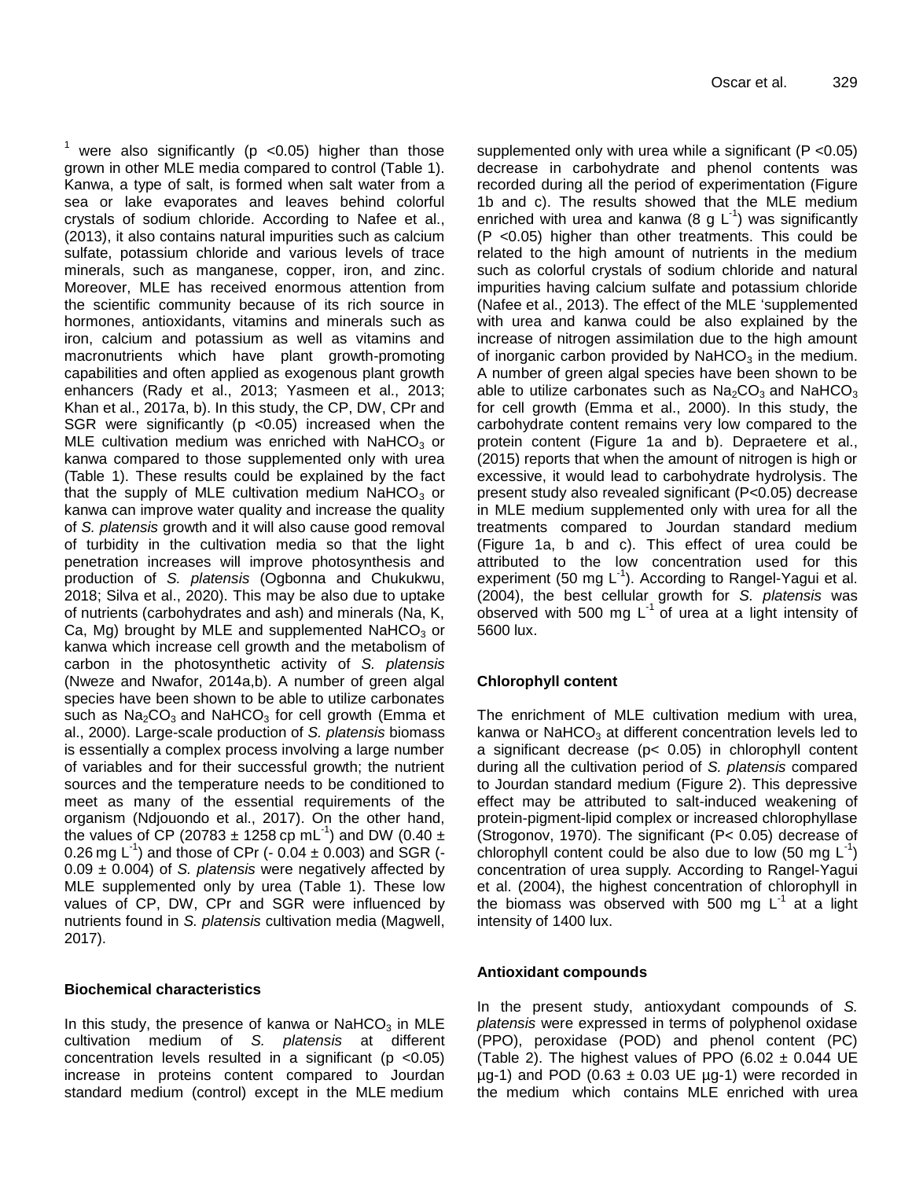$^{1}$ were also significantly ($p < 0.05$) higher than those grown in other MLE media compared to control (Table 1). Kanwa, a type of salt, is formed when salt water from a sea or lake evaporates and leaves behind colorful crystals of sodium chloride. According to Nafee et al., (2013), it also contains natural impurities such as calcium sulfate, potassium chloride and various levels of trace minerals, such as manganese, copper, iron, and zinc. Moreover, MLE has received enormous attention from the scientific community because of its rich source in hormones, antioxidants, vitamins and minerals such as iron, calcium and potassium as well as vitamins and macronutrients which have plant growth-promoting capabilities and often applied as exogenous plant growth enhancers (Rady et al., 2013; Yasmeen et al., 2013; Khan et al., 2017a, b). In this study, the CP, DW, CPr and SGR were significantly ($p < 0.05$) increased when the MLE cultivation medium was enriched with $NaHCO_3$ or kanwa compared to those supplemented only with urea (Table 1). These results could be explained by the fact that the supply of MLE cultivation medium $NaHCO_3$ or kanwa can improve water quality and increase the quality of *S. platensis* growth and it will also cause good removal of turbidity in the cultivation media so that the light penetration increases will improve photosynthesis and production of *S. platensis* (Ogbonna and Chukukwu, 2018; Silva et al., 2020). This may be also due to uptake of nutrients (carbohydrates and ash) and minerals (Na, K, Ca, Mg) brought by MLE and supplemented $NaHCO_3$ or kanwa which increase cell growth and the metabolism of carbon in the photosynthetic activity of *S. platensis* (Nweze and Nwafor, 2014a,b). A number of green algal species have been shown to be able to utilize carbonates such as $Na_2CO_3$ and $NaHCO_3$ for cell growth (Emma et al., 2000). Large-scale production of *S. platensis* biomass is essentially a complex process involving a large number of variables and for their successful growth; the nutrient sources and the temperature needs to be conditioned to meet as many of the essential requirements of the organism (Ndjouondo et al., 2017). On the other hand, the values of CP ($20783 \pm 1258$ cp $mL^{-1}$) and DW ($0.40 \pm 0.26$ mg $L^{-1}$) and those of CPr ($-0.04 \pm 0.003$) and SGR ($-0.09 \pm 0.004$) of *S. platensis* were negatively affected by MLE supplemented only by urea (Table 1). These low values of CP, DW, CPr and SGR were influenced by nutrients found in *S. platensis* cultivation media (Magwell, 2017).

## Biochemical characteristics

In this study, the presence of kanwa or $NaHCO_3$ in MLE cultivation medium of *S. platensis* at different concentration levels resulted in a significant ($p < 0.05$) increase in proteins content compared to Jourdan standard medium (control) except in the MLE medium supplemented only with urea while a significant ($P < 0.05$) decrease in carbohydrate and phenol contents was recorded during all the period of experimentation (Figure 1b and c). The results showed that the MLE medium enriched with urea and kanwa (8 g $L^{-1}$) was significantly ($P < 0.05$) higher than other treatments. This could be related to the high amount of nutrients in the medium such as colorful crystals of sodium chloride and natural impurities having calcium sulfate and potassium chloride (Nafee et al., 2013). The effect of the MLE 'supplemented with urea and kanwa could be also explained by the increase of nitrogen assimilation due to the high amount of inorganic carbon provided by $NaHCO_3$ in the medium. A number of green algal species have been shown to be able to utilize carbonates such as $Na_2CO_3$ and $NaHCO_3$ for cell growth (Emma et al., 2000). In this study, the carbohydrate content remains very low compared to the protein content (Figure 1a and b). Depraetere et al., (2015) reports that when the amount of nitrogen is high or excessive, it would lead to carbohydrate hydrolysis. The present study also revealed significant ($P<0.05$) decrease in MLE medium supplemented only with urea for all the treatments compared to Jourdan standard medium (Figure 1a, b and c). This effect of urea could be attributed to the low concentration used for this experiment (50 mg $L^{-1}$). According to Rangel-Yagui et al. (2004), the best cellular growth for *S. platensis* was observed with 500 mg $L^{-1}$ of urea at a light intensity of 5600 lux.

## Chlorophyll content

The enrichment of MLE cultivation medium with urea, kanwa or $NaHCO_3$ at different concentration levels led to a significant decrease ($p < 0.05$) in chlorophyll content during all the cultivation period of *S. platensis* compared to Jourdan standard medium (Figure 2). This depressive effect may be attributed to salt-induced weakening of protein-pigment-lipid complex or increased chlorophyllase (Strogonov, 1970). The significant ($P < 0.05$) decrease of chlorophyll content could be also due to low (50 mg $L^{-1}$) concentration of urea supply. According to Rangel-Yagui et al. (2004), the highest concentration of chlorophyll in the biomass was observed with 500 mg $L^{-1}$ at a light intensity of 1400 lux.

## Antioxidant compounds

In the present study, antioxydant compounds of *S. platensis* were expressed in terms of polyphenol oxidase (PPO), peroxidase (POD) and phenol content (PC) (Table 2). The highest values of PPO ($6.02 \pm 0.044$ UE µg-1) and POD ($0.63 \pm 0.03$ UE µg-1) were recorded in the medium which contains MLE enriched with urea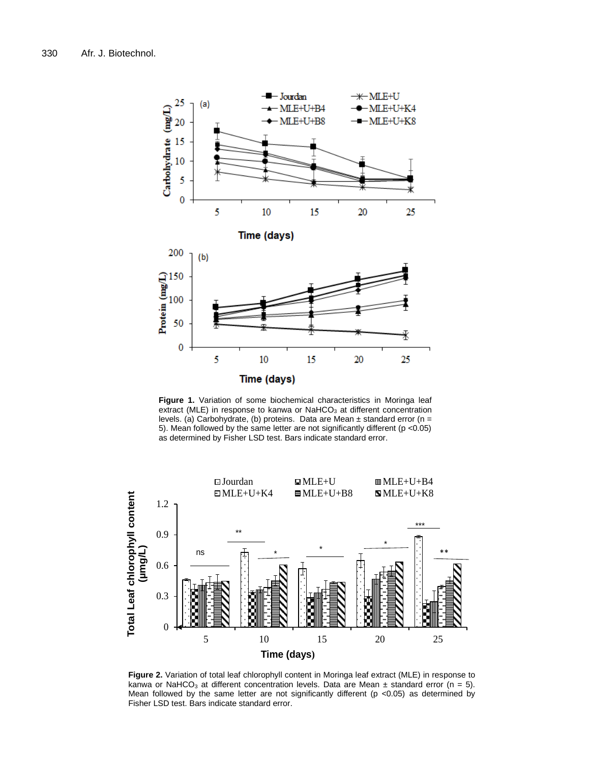**Figure 1.** Variation of some biochemical characteristics in Moringa leaf extract (MLE) in response to kanwa or $NaHCO_3$ at different concentration levels. (a) Carbohydrate, (b) proteins. Data are Mean ± standard error (n = 5). Mean followed by the same letter are not significantly different ($p < 0.05$) as determined by Fisher LSD test. Bars indicate standard error.

**Figure 2.** Variation of total leaf chlorophyll content in Moringa leaf extract (MLE) in response to kanwa or $NaHCO_3$ at different concentration levels. Data are Mean ± standard error (n = 5). Mean followed by the same letter are not significantly different ($p < 0.05$) as determined by Fisher LSD test. Bars indicate standard error.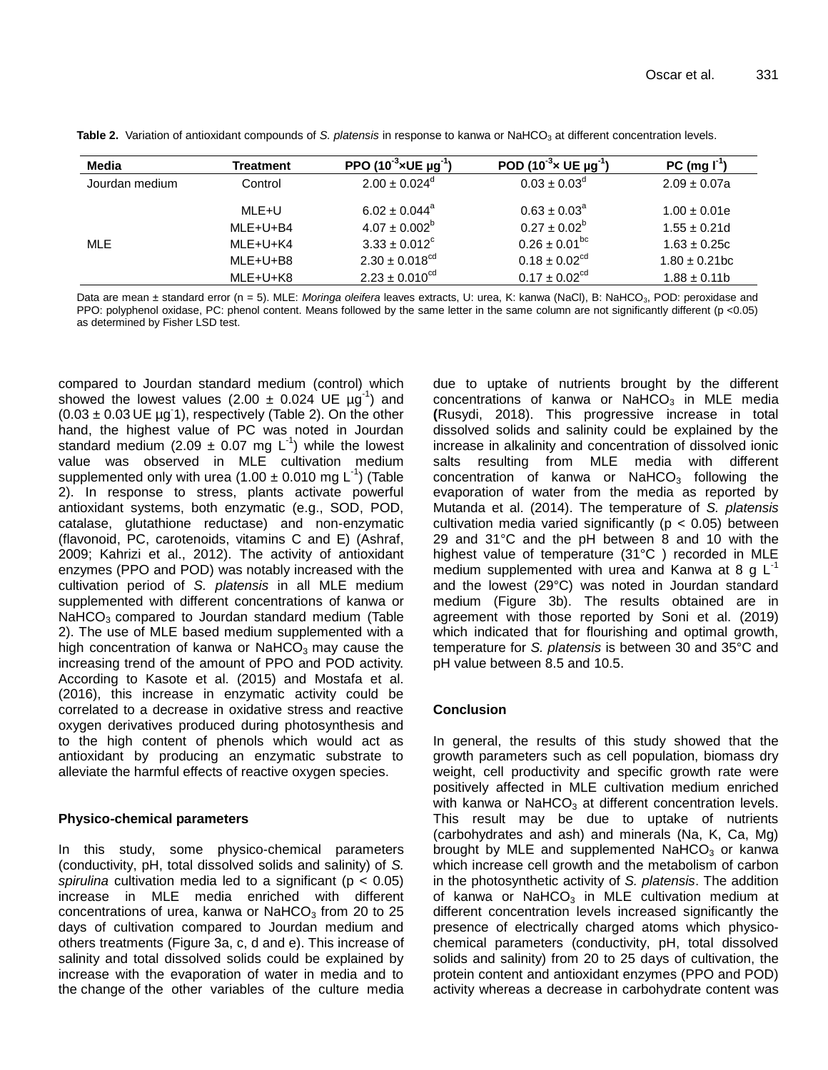**Table 2.** Variation of antioxidant compounds of *S. platensis* in response to kanwa or $NaHCO_3$ at different concentration levels.

| Media | Treatment | PPO ($10^{-3}$×UE µg$^{-1}$) | POD ($10^{-3}$× UE µg$^{-1}$) | PC (mg l$^{-1}$) |
|---|---|---|---|---|
| Jourdan medium | Control | 2.00 ± 0.024$^{d}$ | 0.03 ± 0.03$^{d}$ | 2.09 ± 0.07a |
| MLE | MLE+U | 6.02 ± 0.044$^{a}$ | 0.63 ± 0.03$^{a}$ | 1.00 ± 0.01e |
| | MLE+U+B4 | 4.07 ± 0.002$^{b}$ | 0.27 ± 0.02$^{b}$ | 1.55 ± 0.21d |
| | MLE+U+K4 | 3.33 ± 0.012$^{c}$ | 0.26 ± 0.01$^{bc}$ | 1.63 ± 0.25c |
| | MLE+U+B8 | 2.30 ± 0.018$^{cd}$ | 0.18 ± 0.02$^{cd}$ | 1.80 ± 0.21bc |
| | MLE+U+K8 | 2.23 ± 0.010$^{cd}$ | 0.17 ± 0.02$^{cd}$ | 1.88 ± 0.11b |

Data are mean ± standard error (n = 5). MLE: *Moringa oleifera* leaves extracts, U: urea, K: kanwa (NaCl), B: $NaHCO_3$, POD: peroxidase and PPO: polyphenol oxidase, PC: phenol content. Means followed by the same letter in the same column are not significantly different ($p < 0.05$) as determined by Fisher LSD test.

compared to Jourdan standard medium (control) which showed the lowest values (2.00 ± 0.024 UE µg$^{-1}$) and (0.03 ± 0.03 UE µg$^{-1}$), respectively (Table 2). On the other hand, the highest value of PC was noted in Jourdan standard medium (2.09 ± 0.07 mg L$^{-1}$) while the lowest value was observed in MLE cultivation medium supplemented only with urea (1.00 ± 0.010 mg L$^{-1}$) (Table 2). In response to stress, plants activate powerful antioxidant systems, both enzymatic (e.g., SOD, POD, catalase, glutathione reductase) and non-enzymatic (flavonoid, PC, carotenoids, vitamins C and E) (Ashraf, 2009; Kahrizi et al., 2012). The activity of antioxidant enzymes (PPO and POD) was notably increased with the cultivation period of *S. platensis* in all MLE medium supplemented with different concentrations of kanwa or $NaHCO_3$ compared to Jourdan standard medium (Table 2). The use of MLE based medium supplemented with a high concentration of kanwa or $NaHCO_3$ may cause the increasing trend of the amount of PPO and POD activity. According to Kasote et al. (2015) and Mostafa et al. (2016), this increase in enzymatic activity could be correlated to a decrease in oxidative stress and reactive oxygen derivatives produced during photosynthesis and to the high content of phenols which would act as antioxidant by producing an enzymatic substrate to alleviate the harmful effects of reactive oxygen species.

## Physico-chemical parameters

In this study, some physico-chemical parameters (conductivity, pH, total dissolved solids and salinity) of *S. spirulina* cultivation media led to a significant ($p < 0.05$) increase in MLE media enriched with different concentrations of urea, kanwa or $NaHCO_3$ from 20 to 25 days of cultivation compared to Jourdan medium and others treatments (Figure 3a, c, d and e). This increase of salinity and total dissolved solids could be explained by increase with the evaporation of water in media and to the change of the other variables of the culture media due to uptake of nutrients brought by the different concentrations of kanwa or $NaHCO_3$ in MLE media (Rusydi, 2018). This progressive increase in total dissolved solids and salinity could be explained by the increase in alkalinity and concentration of dissolved ionic salts resulting from MLE media with different concentration of kanwa or $NaHCO_3$ following the evaporation of water from the media as reported by Mutanda et al. (2014). The temperature of *S. platensis* cultivation media varied significantly ($p < 0.05$) between 29 and 31°C and the pH between 8 and 10 with the highest value of temperature (31°C ) recorded in MLE medium supplemented with urea and Kanwa at 8 g L$^{-1}$ and the lowest (29°C) was noted in Jourdan standard medium (Figure 3b). The results obtained are in agreement with those reported by Soni et al. (2019) which indicated that for flourishing and optimal growth, temperature for *S. platensis* is between 30 and 35°C and pH value between 8.5 and 10.5.

## Conclusion

In general, the results of this study showed that the growth parameters such as cell population, biomass dry weight, cell productivity and specific growth rate were positively affected in MLE cultivation medium enriched with kanwa or $NaHCO_3$ at different concentration levels. This result may be due to uptake of nutrients (carbohydrates and ash) and minerals (Na, K, Ca, Mg) brought by MLE and supplemented $NaHCO_3$ or kanwa which increase cell growth and the metabolism of carbon in the photosynthetic activity of *S. platensis*. The addition of kanwa or $NaHCO_3$ in MLE cultivation medium at different concentration levels increased significantly the presence of electrically charged atoms which physico-chemical parameters (conductivity, pH, total dissolved solids and salinity) from 20 to 25 days of cultivation, the protein content and antioxidant enzymes (PPO and POD) activity whereas a decrease in carbohydrate content was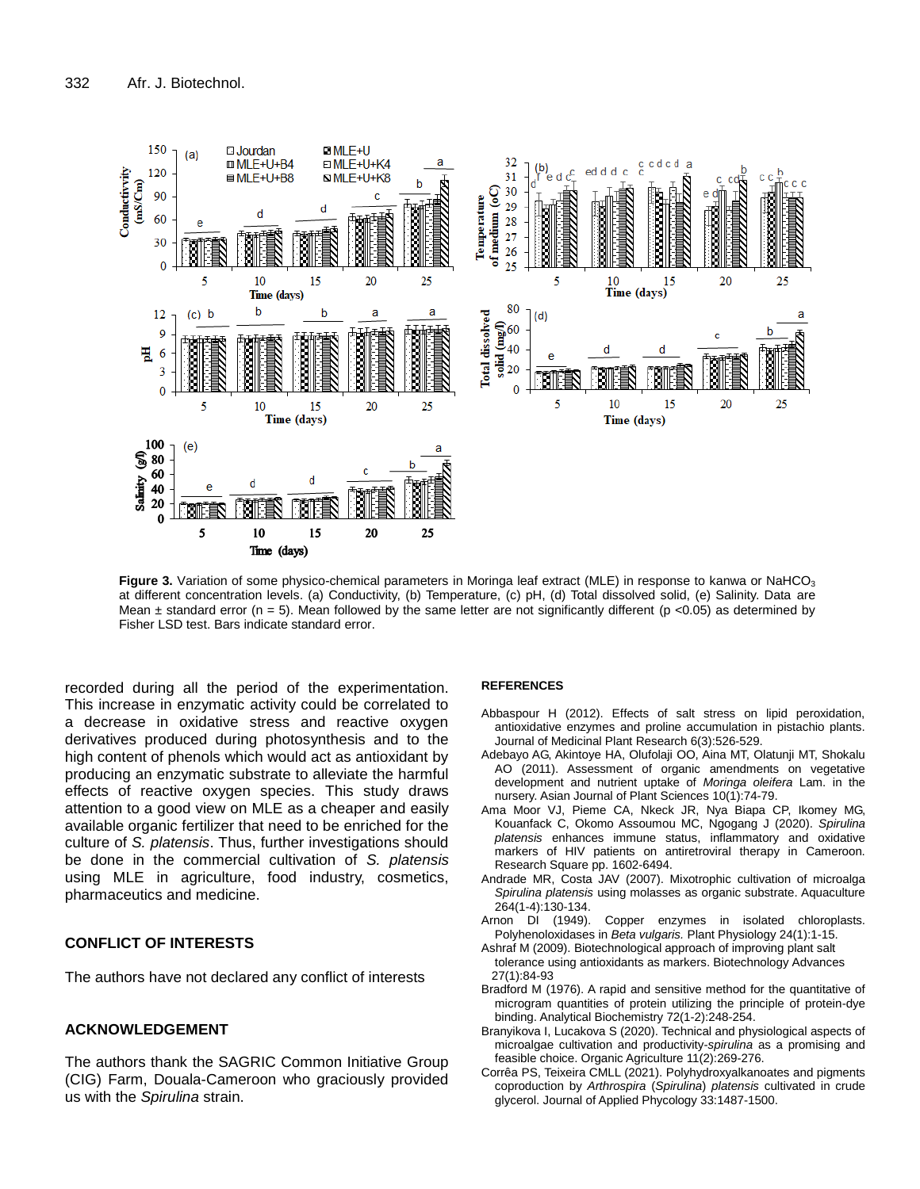**Figure 3.** Variation of some physico-chemical parameters in Moringa leaf extract (MLE) in response to kanwa or $NaHCO_3$ at different concentration levels. (a) Conductivity, (b) Temperature, (c) pH, (d) Total dissolved solid, (e) Salinity. Data are Mean ± standard error (n = 5). Mean followed by the same letter are not significantly different (p <0.05) as determined by Fisher LSD test. Bars indicate standard error.

recorded during all the period of the experimentation. This increase in enzymatic activity could be correlated to a decrease in oxidative stress and reactive oxygen derivatives produced during photosynthesis and to the high content of phenols which would act as antioxidant by producing an enzymatic substrate to alleviate the harmful effects of reactive oxygen species. This study draws attention to a good view on MLE as a cheaper and easily available organic fertilizer that need to be enriched for the culture of *S. platensis*. Thus, further investigations should be done in the commercial cultivation of *S. platensis* using MLE in agriculture, food industry, cosmetics, pharmaceutics and medicine.

## CONFLICT OF INTERESTS

The authors have not declared any conflict of interests

## ACKNOWLEDGEMENT

The authors thank the SAGRIC Common Initiative Group (CIG) Farm, Douala-Cameroon who graciously provided us with the *Spirulina* strain.

## REFERENCES

Abbaspour H (2012). Effects of salt stress on lipid peroxidation, antioxidative enzymes and proline accumulation in pistachio plants. Journal of Medicinal Plant Research 6(3):526-529.

Adebayo AG, Akintoye HA, Olufolaji OO, Aina MT, Olatunji MT, Shokalu AO (2011). Assessment of organic amendments on vegetative development and nutrient uptake of *Moringa oleifera* Lam. in the nursery. Asian Journal of Plant Sciences 10(1):74-79.

Ama Moor VJ, Pieme CA, Nkeck JR, Nya Biapa CP, Ikomey MG, Kouanfack C, Okomo Assoumou MC, Ngogang J (2020). *Spirulina platensis* enhances immune status, inflammatory and oxidative markers of HIV patients on antiretroviral therapy in Cameroon. Research Square pp. 1602-6494.

Andrade MR, Costa JAV (2007). Mixotrophic cultivation of microalga *Spirulina platensis* using molasses as organic substrate. Aquaculture 264(1-4):130-134.

Arnon DI (1949). Copper enzymes in isolated chloroplasts. Polyhenoloxidases in *Beta vulgaris.* Plant Physiology 24(1):1-15.

Ashraf M (2009). Biotechnological approach of improving plant salt tolerance using antioxidants as markers. Biotechnology Advances 27(1):84-93

Bradford M (1976). A rapid and sensitive method for the quantitative of microgram quantities of protein utilizing the principle of protein-dye binding. Analytical Biochemistry 72(1-2):248-254.

Branyikova I, Lucakova S (2020). Technical and physiological aspects of microalgae cultivation and productivity-*spirulina* as a promising and feasible choice. Organic Agriculture 11(2):269-276.

Corrêa PS, Teixeira CMLL (2021). Polyhydroxyalkanoates and pigments coproduction by *Arthrospira* (*Spirulina*) *platensis* cultivated in crude glycerol. Journal of Applied Phycology 33:1487-1500.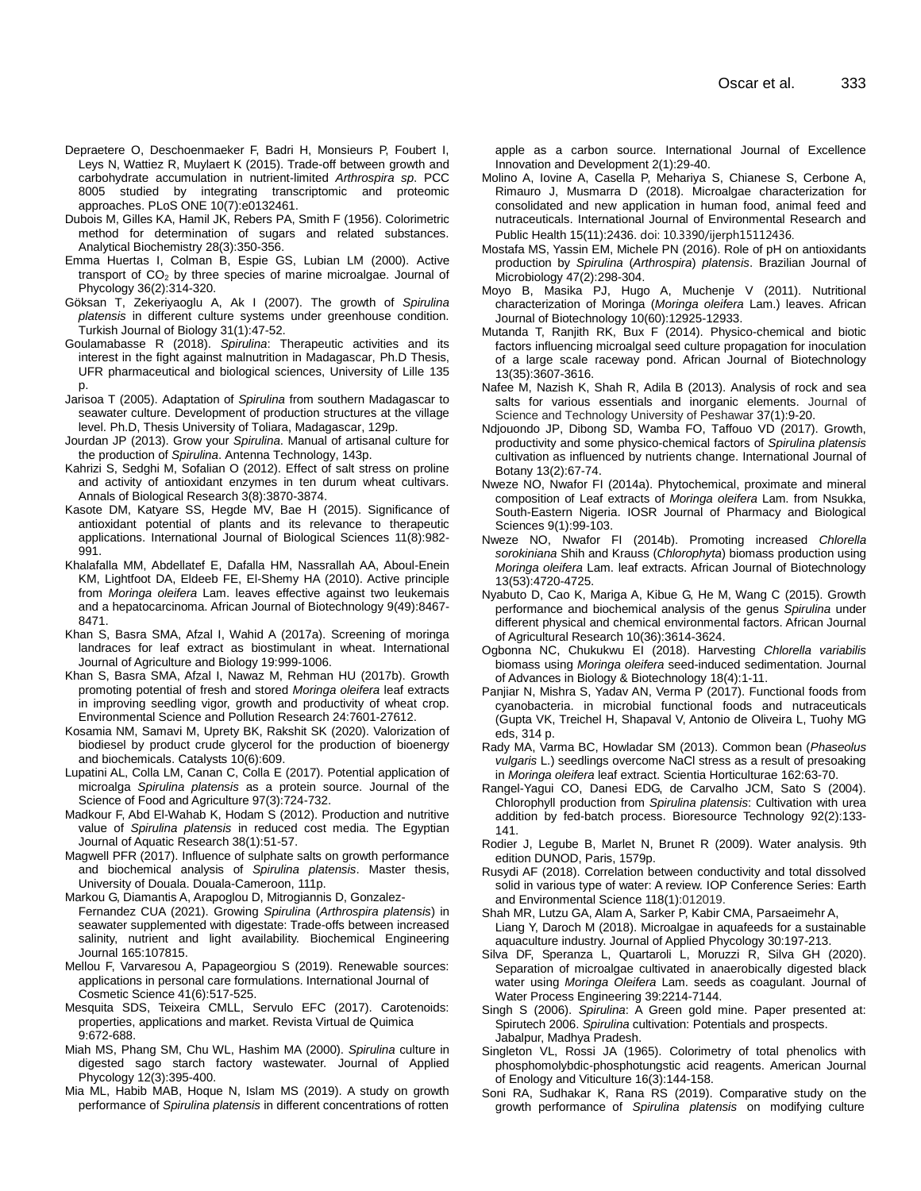Depraetere O, Deschoenmaeker F, Badri H, Monsieurs P, Foubert I, Leys N, Wattiez R, Muylaert K (2015). Trade-off between growth and carbohydrate accumulation in nutrient-limited *Arthrospira sp.* PCC 8005 studied by integrating transcriptomic and proteomic approaches. PLoS ONE 10(7):e0132461.

Dubois M, Gilles KA, Hamil JK, Rebers PA, Smith F (1956). Colorimetric method for determination of sugars and related substances. Analytical Biochemistry 28(3):350-356.

Emma Huertas I, Colman B, Espie GS, Lubian LM (2000). Active transport of $CO_2$ by three species of marine microalgae. Journal of Phycology 36(2):314-320.

Göksan T, Zekeriyaoglu A, Ak I (2007). The growth of *Spirulina platensis* in different culture systems under greenhouse condition. Turkish Journal of Biology 31(1):47-52.

Goulamabasse R (2018). *Spirulina*: Therapeutic activities and its interest in the fight against malnutrition in Madagascar, Ph.D Thesis, UFR pharmaceutical and biological sciences, University of Lille 135 p.

Jarisoa T (2005). Adaptation of *Spirulina* from southern Madagascar to seawater culture. Development of production structures at the village level. Ph.D, Thesis University of Toliara, Madagascar, 129p.

Jourdan JP (2013). Grow your *Spirulina*. Manual of artisanal culture for the production of *Spirulina*. Antenna Technology, 143p.

Kahrizi S, Sedghi M, Sofalian O (2012). Effect of salt stress on proline and activity of antioxidant enzymes in ten durum wheat cultivars. Annals of Biological Research 3(8):3870-3874.

Kasote DM, Katyare SS, Hegde MV, Bae H (2015). Significance of antioxidant potential of plants and its relevance to therapeutic applications. International Journal of Biological Sciences 11(8):982-991.

Khalafalla MM, Abdellatef E, Dafalla HM, Nassrallah AA, Aboul-Enein KM, Lightfoot DA, Eldeeb FE, El-Shemy HA (2010). Active principle from *Moringa oleifera* Lam. leaves effective against two leukemais and a hepatocarcinoma. African Journal of Biotechnology 9(49):8467-8471.

Khan S, Basra SMA, Afzal I, Wahid A (2017a). Screening of moringa landraces for leaf extract as biostimulant in wheat. International Journal of Agriculture and Biology 19:999-1006.

Khan S, Basra SMA, Afzal I, Nawaz M, Rehman HU (2017b). Growth promoting potential of fresh and stored *Moringa oleifera* leaf extracts in improving seedling vigor, growth and productivity of wheat crop. Environmental Science and Pollution Research 24:7601-27612.

Kosamia NM, Samavi M, Uprety BK, Rakshit SK (2020). Valorization of biodiesel by product crude glycerol for the production of bioenergy and biochemicals. Catalysts 10(6):609.

Lupatini AL, Colla LM, Canan C, Colla E (2017). Potential application of microalga *Spirulina platensis* as a protein source. Journal of the Science of Food and Agriculture 97(3):724-732.

Madkour F, Abd El-Wahab K, Hodam S (2012). Production and nutritive value of *Spirulina platensis* in reduced cost media. The Egyptian Journal of Aquatic Research 38(1):51-57.

Magwell PFR (2017). Influence of sulphate salts on growth performance and biochemical analysis of *Spirulina platensis*. Master thesis, University of Douala. Douala-Cameroon, 111p.

Markou G, Diamantis A, Arapoglou D, Mitrogiannis D, Gonzalez-Fernandez CUA (2021). Growing *Spirulina* (*Arthrospira platensis*) in seawater supplemented with digestate: Trade-offs between increased salinity, nutrient and light availability. Biochemical Engineering Journal 165:107815.

Mellou F, Varvaresou A, Papageorgiou S (2019). Renewable sources: applications in personal care formulations. International Journal of Cosmetic Science 41(6):517-525.

Mesquita SDS, Teixeira CMLL, Servulo EFC (2017). Carotenoids: properties, applications and market. Revista Virtual de Quimica 9:672-688.

Miah MS, Phang SM, Chu WL, Hashim MA (2000). *Spirulina* culture in digested sago starch factory wastewater. Journal of Applied Phycology 12(3):395-400.

Mia ML, Habib MAB, Hoque N, Islam MS (2019). A study on growth performance of *Spirulina platensis* in different concentrations of rotten apple as a carbon source. International Journal of Excellence Innovation and Development 2(1):29-40.

Molino A, Iovine A, Casella P, Mehariya S, Chianese S, Cerbone A, Rimauro J, Musmarra D (2018). Microalgae characterization for consolidated and new application in human food, animal feed and nutraceuticals. International Journal of Environmental Research and Public Health 15(11):2436. doi: 10.3390/ijerph15112436.

Mostafa MS, Yassin EM, Michele PN (2016). Role of pH on antioxidants production by *Spirulina* (*Arthrospira*) *platensis*. Brazilian Journal of Microbiology 47(2):298-304.

Moyo B, Masika PJ, Hugo A, Muchenje V (2011). Nutritional characterization of Moringa (*Moringa oleifera* Lam.) leaves. African Journal of Biotechnology 10(60):12925-12933.

Mutanda T, Ranjith RK, Bux F (2014). Physico-chemical and biotic factors influencing microalgal seed culture propagation for inoculation of a large scale raceway pond. African Journal of Biotechnology 13(35):3607-3616.

Nafee M, Nazish K, Shah R, Adila B (2013). Analysis of rock and sea salts for various essentials and inorganic elements. Journal of Science and Technology University of Peshawar 37(1):9-20.

Ndjouondo JP, Dibong SD, Wamba FO, Taffouo VD (2017). Growth, productivity and some physico-chemical factors of *Spirulina platensis* cultivation as influenced by nutrients change. International Journal of Botany 13(2):67-74.

Nweze NO, Nwafor FI (2014a). Phytochemical, proximate and mineral composition of Leaf extracts of *Moringa oleifera* Lam. from Nsukka, South-Eastern Nigeria. IOSR Journal of Pharmacy and Biological Sciences 9(1):99-103.

Nweze NO, Nwafor FI (2014b). Promoting increased *Chlorella sorokiniana* Shih and Krauss (*Chlorophyta*) biomass production using *Moringa oleifera* Lam. leaf extracts. African Journal of Biotechnology 13(53):4720-4725.

Nyabuto D, Cao K, Mariga A, Kibue G, He M, Wang C (2015). Growth performance and biochemical analysis of the genus *Spirulina* under different physical and chemical environmental factors. African Journal of Agricultural Research 10(36):3614-3624.

Ogbonna NC, Chukukwu EI (2018). Harvesting *Chlorella variabilis* biomass using *Moringa oleifera* seed-induced sedimentation. Journal of Advances in Biology & Biotechnology 18(4):1-11.

Panjiar N, Mishra S, Yadav AN, Verma P (2017). Functional foods from cyanobacteria. in microbial functional foods and nutraceuticals (Gupta VK, Treichel H, Shapaval V, Antonio de Oliveira L, Tuohy MG eds, 314 p.

Rady MA, Varma BC, Howladar SM (2013). Common bean (*Phaseolus vulgaris* L.) seedlings overcome NaCl stress as a result of presoaking in *Moringa oleifera* leaf extract. Scientia Horticulturae 162:63-70.

Rangel-Yagui CO, Danesi EDG, de Carvalho JCM, Sato S (2004). Chlorophyll production from *Spirulina platensis*: Cultivation with urea addition by fed-batch process. Bioresource Technology 92(2):133-141.

Rodier J, Legube B, Marlet N, Brunet R (2009). Water analysis. 9th edition DUNOD, Paris, 1579p.

Rusydi AF (2018). Correlation between conductivity and total dissolved solid in various type of water: A review. IOP Conference Series: Earth and Environmental Science 118(1):012019.

Shah MR, Lutzu GA, Alam A, Sarker P, Kabir CMA, Parsaeimehr A, Liang Y, Daroch M (2018). Microalgae in aquafeeds for a sustainable aquaculture industry. Journal of Applied Phycology 30:197-213.

Silva DF, Speranza L, Quartaroli L, Moruzzi R, Silva GH (2020). Separation of microalgae cultivated in anaerobically digested black water using *Moringa Oleifera* Lam. seeds as coagulant. Journal of Water Process Engineering 39:2214-7144.

Singh S (2006). *Spirulina*: A Green gold mine. Paper presented at: Spirutech 2006. *Spirulina* cultivation: Potentials and prospects. Jabalpur, Madhya Pradesh.

Singleton VL, Rossi JA (1965). Colorimetry of total phenolics with phosphomolybdic-phosphotungstic acid reagents. American Journal of Enology and Viticulture 16(3):144-158.

Soni RA, Sudhakar K, Rana RS (2019). Comparative study on the growth performance of *Spirulina platensis* on modifying culture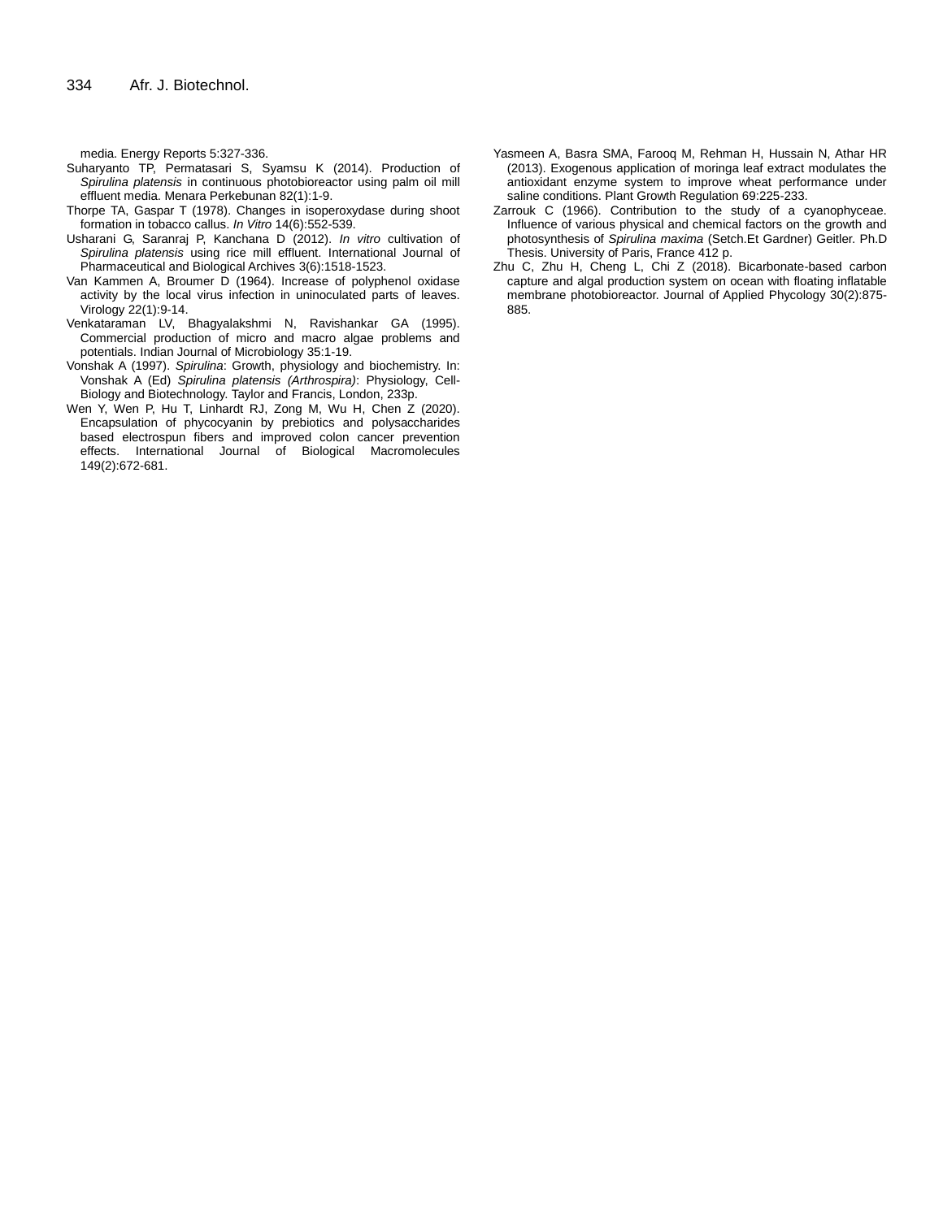media. Energy Reports 5:327-336.

Suharyanto TP, Permatasari S, Syamsu K (2014). Production of *Spirulina platensis* in continuous photobioreactor using palm oil mill effluent media. Menara Perkebunan 82(1):1-9.

Thorpe TA, Gaspar T (1978). Changes in isoperoxydase during shoot formation in tobacco callus. *In Vitro* 14(6):552-539.

Usharani G, Saranraj P, Kanchana D (2012). *In vitro* cultivation of *Spirulina platensis* using rice mill effluent. International Journal of Pharmaceutical and Biological Archives 3(6):1518-1523.

Van Kammen A, Broumer D (1964). Increase of polyphenol oxidase activity by the local virus infection in uninoculated parts of leaves. Virology 22(1):9-14.

Venkataraman LV, Bhagyalakshmi N, Ravishankar GA (1995). Commercial production of micro and macro algae problems and potentials. Indian Journal of Microbiology 35:1-19.

Vonshak A (1997). *Spirulina*: Growth, physiology and biochemistry. In: Vonshak A (Ed) *Spirulina platensis (Arthrospira)*: Physiology, Cell-Biology and Biotechnology. Taylor and Francis, London, 233p.

Wen Y, Wen P, Hu T, Linhardt RJ, Zong M, Wu H, Chen Z (2020). Encapsulation of phycocyanin by prebiotics and polysaccharides based electrospun fibers and improved colon cancer prevention effects. International Journal of Biological Macromolecules 149(2):672-681.

Yasmeen A, Basra SMA, Farooq M, Rehman H, Hussain N, Athar HR (2013). Exogenous application of moringa leaf extract modulates the antioxidant enzyme system to improve wheat performance under saline conditions. Plant Growth Regulation 69:225-233.

Zarrouk C (1966). Contribution to the study of a cyanophyceae. Influence of various physical and chemical factors on the growth and photosynthesis of *Spirulina maxima* (Setch.Et Gardner) Geitler. Ph.D Thesis. University of Paris, France 412 p.

Zhu C, Zhu H, Cheng L, Chi Z (2018). Bicarbonate-based carbon capture and algal production system on ocean with floating inflatable membrane photobioreactor. Journal of Applied Phycology 30(2):875-885.